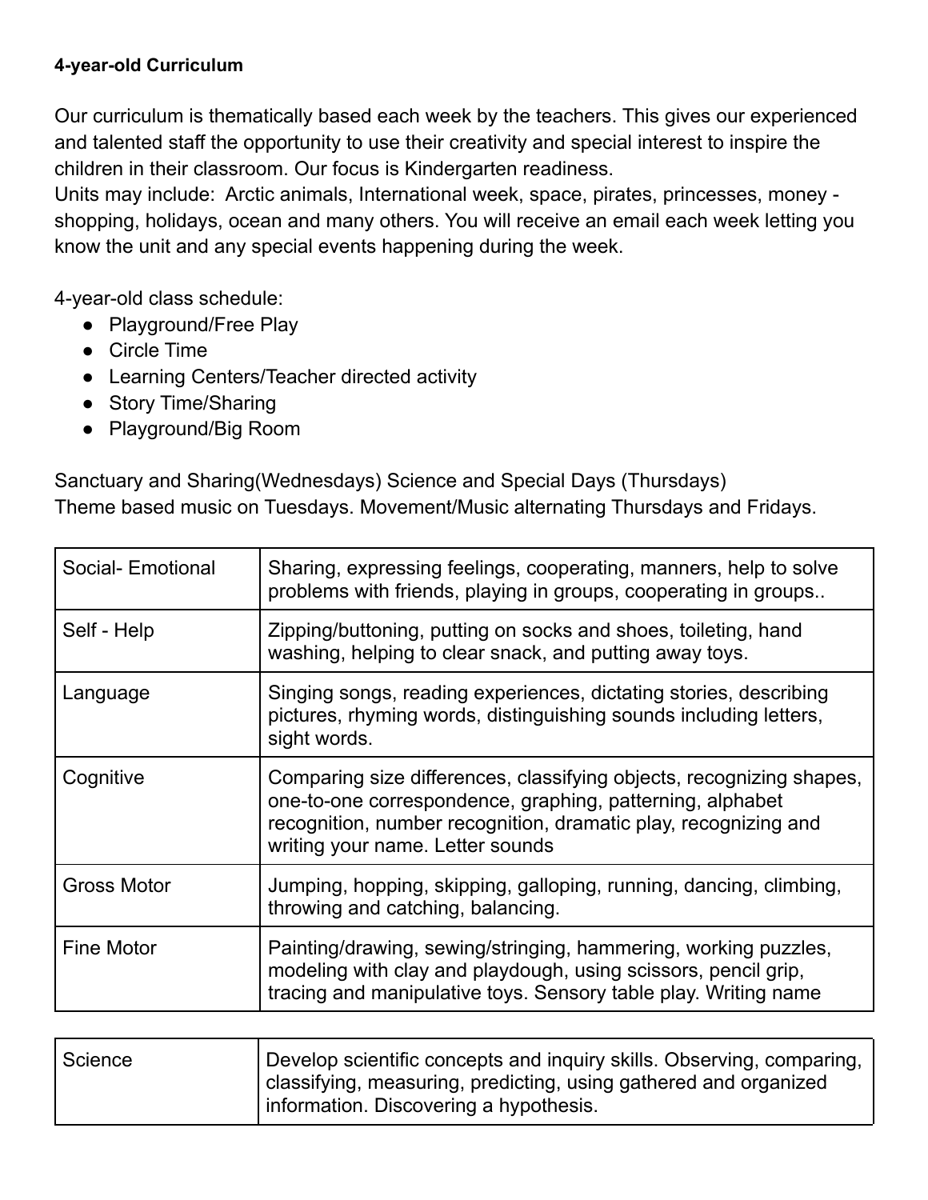**4-year-old Curriculum**

Our curriculum is thematically based each week by the teachers. This gives our experienced and talented staff the opportunity to use their creativity and special interest to inspire the children in their classroom. Our focus is Kindergarten readiness.
Units may include: Arctic animals, International week, space, pirates, princesses, money - shopping, holidays, ocean and many others. You will receive an email each week letting you know the unit and any special events happening during the week.

4-year-old class schedule:

- Playground/Free Play
- Circle Time
- Learning Centers/Teacher directed activity
- Story Time/Sharing
- Playground/Big Room

Sanctuary and Sharing(Wednesdays) Science and Special Days (Thursdays)
Theme based music on Tuesdays. Movement/Music alternating Thursdays and Fridays.

| | |
|---|---|
| Social- Emotional | Sharing, expressing feelings, cooperating, manners, help to solve problems with friends, playing in groups, cooperating in groups.. |
| Self - Help | Zipping/buttoning, putting on socks and shoes, toileting, hand washing, helping to clear snack, and putting away toys. |
| Language | Singing songs, reading experiences, dictating stories, describing pictures, rhyming words, distinguishing sounds including letters, sight words. |
| Cognitive | Comparing size differences, classifying objects, recognizing shapes, one-to-one correspondence, graphing, patterning, alphabet recognition, number recognition, dramatic play, recognizing and writing your name. Letter sounds |
| Gross Motor | Jumping, hopping, skipping, galloping, running, dancing, climbing, throwing and catching, balancing. |
| Fine Motor | Painting/drawing, sewing/stringing, hammering, working puzzles, modeling with clay and playdough, using scissors, pencil grip, tracing and manipulative toys. Sensory table play. Writing name |

| | |
|---|---|
| Science | Develop scientific concepts and inquiry skills. Observing, comparing, classifying, measuring, predicting, using gathered and organized information. Discovering a hypothesis. |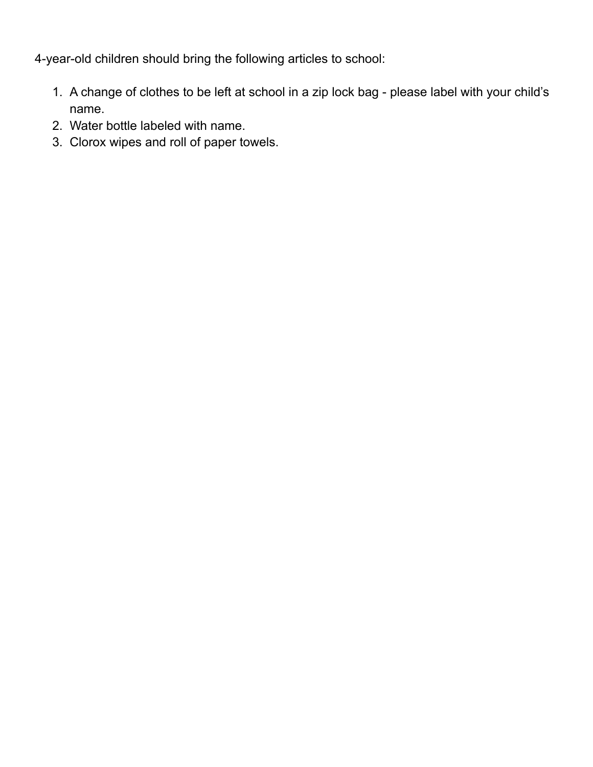4-year-old children should bring the following articles to school:

1. A change of clothes to be left at school in a zip lock bag - please label with your child's name.
2. Water bottle labeled with name.
3. Clorox wipes and roll of paper towels.